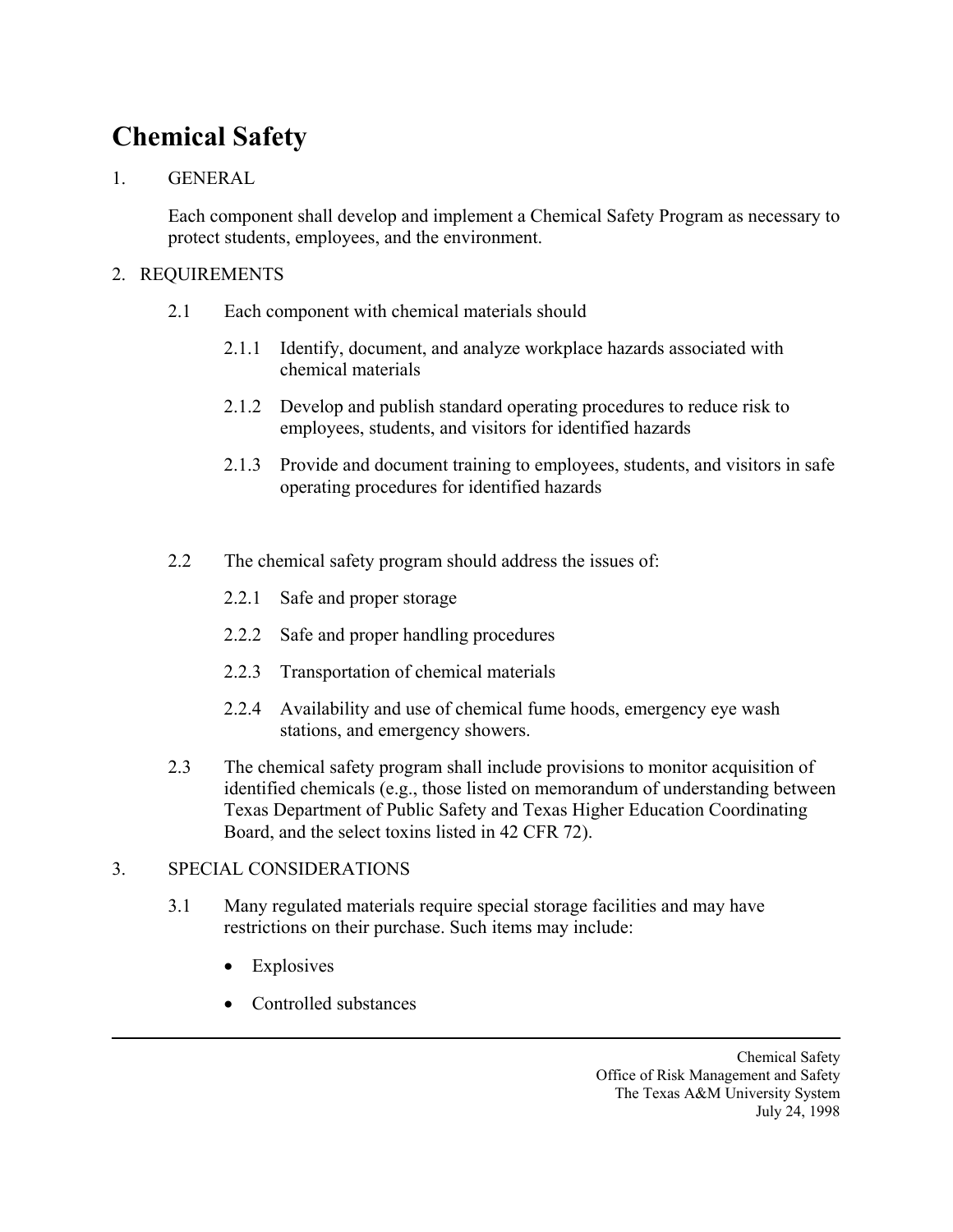# Chemical Safety

1. GENERAL

   Each component shall develop and implement a Chemical Safety Program as necessary to protect students, employees, and the environment.

2. REQUIREMENTS

   2.1 Each component with chemical materials should

      2.1.1 Identify, document, and analyze workplace hazards associated with chemical materials

      2.1.2 Develop and publish standard operating procedures to reduce risk to employees, students, and visitors for identified hazards

      2.1.3 Provide and document training to employees, students, and visitors in safe operating procedures for identified hazards

   2.2 The chemical safety program should address the issues of:

      2.2.1 Safe and proper storage

      2.2.2 Safe and proper handling procedures

      2.2.3 Transportation of chemical materials

      2.2.4 Availability and use of chemical fume hoods, emergency eye wash stations, and emergency showers.

   2.3 The chemical safety program shall include provisions to monitor acquisition of identified chemicals (e.g., those listed on memorandum of understanding between Texas Department of Public Safety and Texas Higher Education Coordinating Board, and the select toxins listed in 42 CFR 72).

3. SPECIAL CONSIDERATIONS

   3.1 Many regulated materials require special storage facilities and may have restrictions on their purchase. Such items may include:

   - Explosives
   - Controlled substances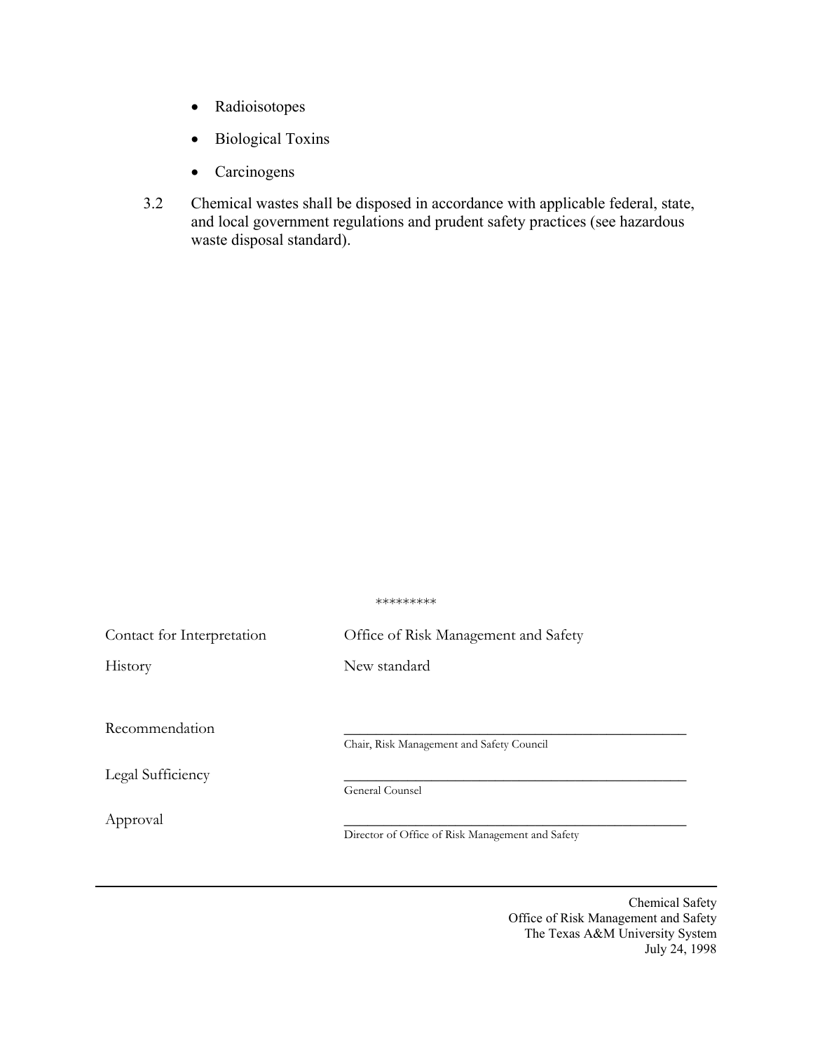- Radioisotopes
- Biological Toxins
- Carcinogens

3.2 Chemical wastes shall be disposed in accordance with applicable federal, state, and local government regulations and prudent safety practices (see hazardous waste disposal standard).

*********

| | |
|---|---|
| Contact for Interpretation | Office of Risk Management and Safety |
| History | New standard |
| Recommendation | ______________________________ Chair, Risk Management and Safety Council |
| Legal Sufficiency | ______________________________ General Counsel |
| Approval | ______________________________ Director of Office of Risk Management and Safety |

Chemical Safety
Office of Risk Management and Safety
The Texas A&M University System
July 24, 1998